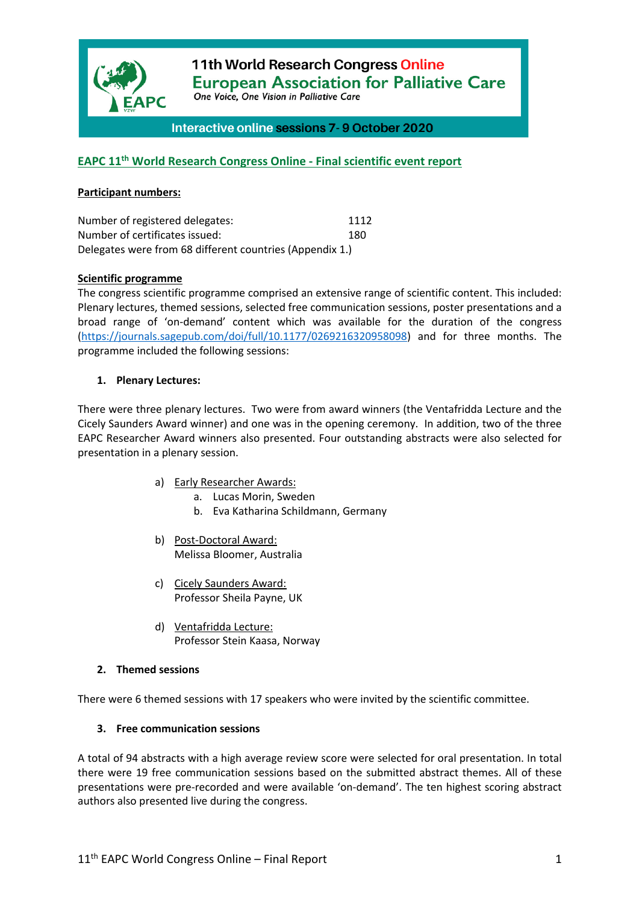**11th World Research Congress Online**
**European Association for Palliative Care**
*One Voice, One Vision in Palliative Care*

**Interactive online sessions 7- 9 October 2020**

## EAPC 11th World Research Congress Online - Final scientific event report

### Participant numbers:

Number of registered delegates: 1112
Number of certificates issued: 180
Delegates were from 68 different countries (Appendix 1.)

### Scientific programme

The congress scientific programme comprised an extensive range of scientific content. This included: Plenary lectures, themed sessions, selected free communication sessions, poster presentations and a broad range of 'on-demand' content which was available for the duration of the congress (https://journals.sagepub.com/doi/full/10.1177/0269216320958098) and for three months. The programme included the following sessions:

1. **Plenary Lectures:**

There were three plenary lectures. Two were from award winners (the Ventafridda Lecture and the Cicely Saunders Award winner) and one was in the opening ceremony. In addition, two of the three EAPC Researcher Award winners also presented. Four outstanding abstracts were also selected for presentation in a plenary session.

a) Early Researcher Awards:
   a. Lucas Morin, Sweden
   b. Eva Katharina Schildmann, Germany

b) Post-Doctoral Award:
   Melissa Bloomer, Australia

c) Cicely Saunders Award:
   Professor Sheila Payne, UK

d) Ventafridda Lecture:
   Professor Stein Kaasa, Norway

2. **Themed sessions**

There were 6 themed sessions with 17 speakers who were invited by the scientific committee.

3. **Free communication sessions**

A total of 94 abstracts with a high average review score were selected for oral presentation. In total there were 19 free communication sessions based on the submitted abstract themes. All of these presentations were pre-recorded and were available 'on-demand'. The ten highest scoring abstract authors also presented live during the congress.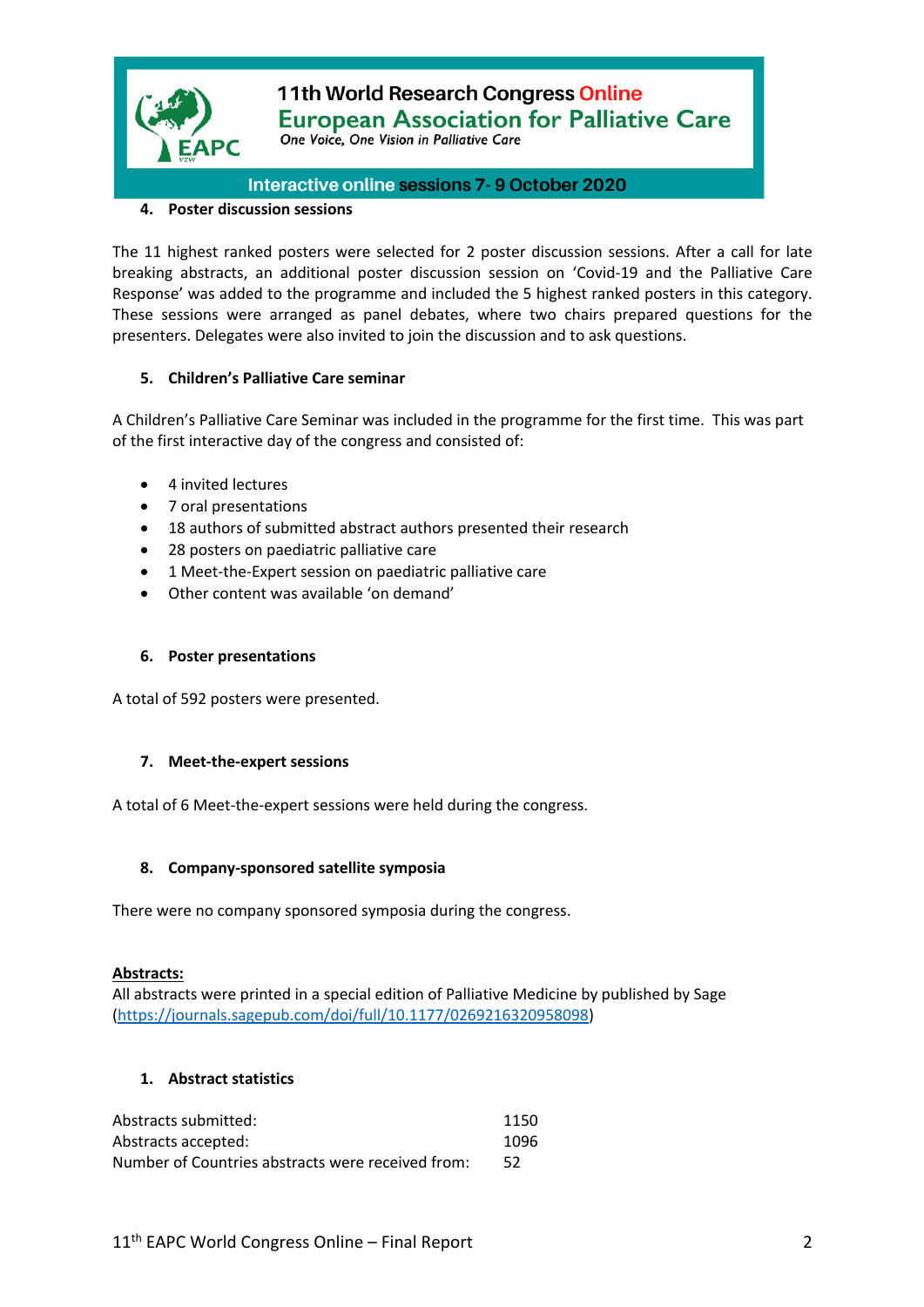4. **Poster discussion sessions**

The 11 highest ranked posters were selected for 2 poster discussion sessions. After a call for late breaking abstracts, an additional poster discussion session on 'Covid-19 and the Palliative Care Response' was added to the programme and included the 5 highest ranked posters in this category. These sessions were arranged as panel debates, where two chairs prepared questions for the presenters. Delegates were also invited to join the discussion and to ask questions.

5. **Children's Palliative Care seminar**

A Children's Palliative Care Seminar was included in the programme for the first time. This was part of the first interactive day of the congress and consisted of:

- 4 invited lectures
- 7 oral presentations
- 18 authors of submitted abstract authors presented their research
- 28 posters on paediatric palliative care
- 1 Meet-the-Expert session on paediatric palliative care
- Other content was available 'on demand'

6. **Poster presentations**

A total of 592 posters were presented.

7. **Meet-the-expert sessions**

A total of 6 Meet-the-expert sessions were held during the congress.

8. **Company-sponsored satellite symposia**

There were no company sponsored symposia during the congress.

**Abstracts:**

All abstracts were printed in a special edition of Palliative Medicine by published by Sage (https://journals.sagepub.com/doi/full/10.1177/0269216320958098)

1. **Abstract statistics**

| | |
|---|---|
| Abstracts submitted: | 1150 |
| Abstracts accepted: | 1096 |
| Number of Countries abstracts were received from: | 52 |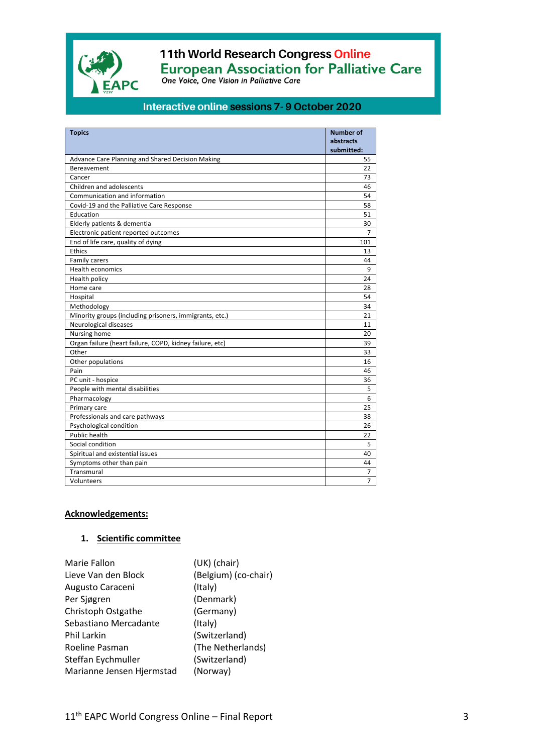# 11th World Research Congress Online

## European Association for Palliative Care

*One Voice, One Vision in Palliative Care*

**Interactive online sessions 7- 9 October 2020**

| Topics | Number of abstracts submitted: |
|---|---|
| Advance Care Planning and Shared Decision Making | 55 |
| Bereavement | 22 |
| Cancer | 73 |
| Children and adolescents | 46 |
| Communication and information | 54 |
| Covid-19 and the Palliative Care Response | 58 |
| Education | 51 |
| Elderly patients & dementia | 30 |
| Electronic patient reported outcomes | 7 |
| End of life care, quality of dying | 101 |
| Ethics | 13 |
| Family carers | 44 |
| Health economics | 9 |
| Health policy | 24 |
| Home care | 28 |
| Hospital | 54 |
| Methodology | 34 |
| Minority groups (including prisoners, immigrants, etc.) | 21 |
| Neurological diseases | 11 |
| Nursing home | 20 |
| Organ failure (heart failure, COPD, kidney failure, etc) | 39 |
| Other | 33 |
| Other populations | 16 |
| Pain | 46 |
| PC unit - hospice | 36 |
| People with mental disabilities | 5 |
| Pharmacology | 6 |
| Primary care | 25 |
| Professionals and care pathways | 38 |
| Psychological condition | 26 |
| Public health | 22 |
| Social condition | 5 |
| Spiritual and existential issues | 40 |
| Symptoms other than pain | 44 |
| Transmural | 7 |
| Volunteers | 7 |

## Acknowledgements:

### 1. Scientific committee

| | |
|---|---|
| Marie Fallon | (UK) (chair) |
| Lieve Van den Block | (Belgium) (co-chair) |
| Augusto Caraceni | (Italy) |
| Per Sjøgren | (Denmark) |
| Christoph Ostgathe | (Germany) |
| Sebastiano Mercadante | (Italy) |
| Phil Larkin | (Switzerland) |
| Roeline Pasman | (The Netherlands) |
| Steffan Eychmuller | (Switzerland) |
| Marianne Jensen Hjermstad | (Norway) |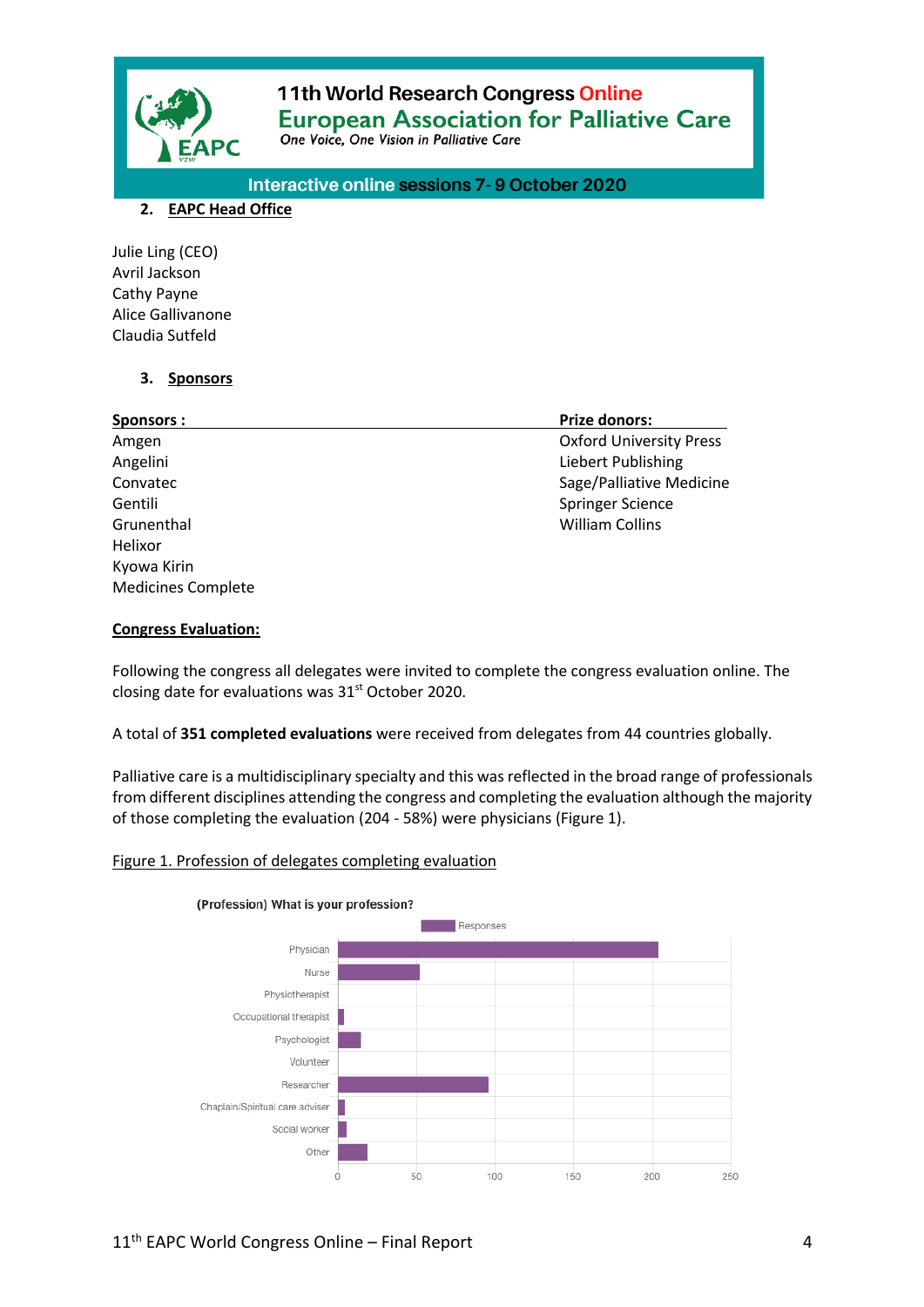## 2. EAPC Head Office

Julie Ling (CEO)
Avril Jackson
Cathy Payne
Alice Gallivanone
Claudia Sutfeld

## 3. Sponsors

| Sponsors : | Prize donors: |
|---|---|
| Amgen | Oxford University Press |
| Angelini | Liebert Publishing |
| Convatec | Sage/Palliative Medicine |
| Gentili | Springer Science |
| Grunenthal | William Collins |
| Helixor | |
| Kyowa Kirin | |
| Medicines Complete | |

**Congress Evaluation:**

Following the congress all delegates were invited to complete the congress evaluation online. The closing date for evaluations was 31st October 2020.

A total of **351 completed evaluations** were received from delegates from 44 countries globally.

Palliative care is a multidisciplinary specialty and this was reflected in the broad range of professionals from different disciplines attending the congress and completing the evaluation although the majority of those completing the evaluation (204 - 58%) were physicians (Figure 1).

Figure 1. Profession of delegates completing evaluation

(Profession) What is your profession?

Responses

Physician, Nurse, Physiotherapist, Occupational therapist, Psychologist, Volunteer, Researcher, Chaplain/Spiritual care adviser, Social worker, Other

0, 50, 100, 150, 200, 250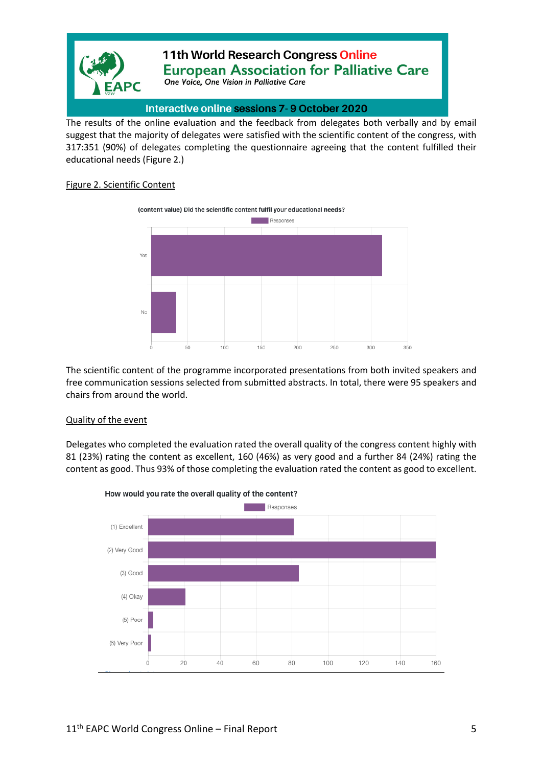The results of the online evaluation and the feedback from delegates both verbally and by email suggest that the majority of delegates were satisfied with the scientific content of the congress, with 317:351 (90%) of delegates completing the questionnaire agreeing that the content fulfilled their educational needs (Figure 2.)

Figure 2. Scientific Content

(content value) Did the scientific content fulfil your educational needs?

The scientific content of the programme incorporated presentations from both invited speakers and free communication sessions selected from submitted abstracts. In total, there were 95 speakers and chairs from around the world.

Quality of the event

Delegates who completed the evaluation rated the overall quality of the congress content highly with 81 (23%) rating the content as excellent, 160 (46%) as very good and a further 84 (24%) rating the content as good. Thus 93% of those completing the evaluation rated the content as good to excellent.

How would you rate the overall quality of the content?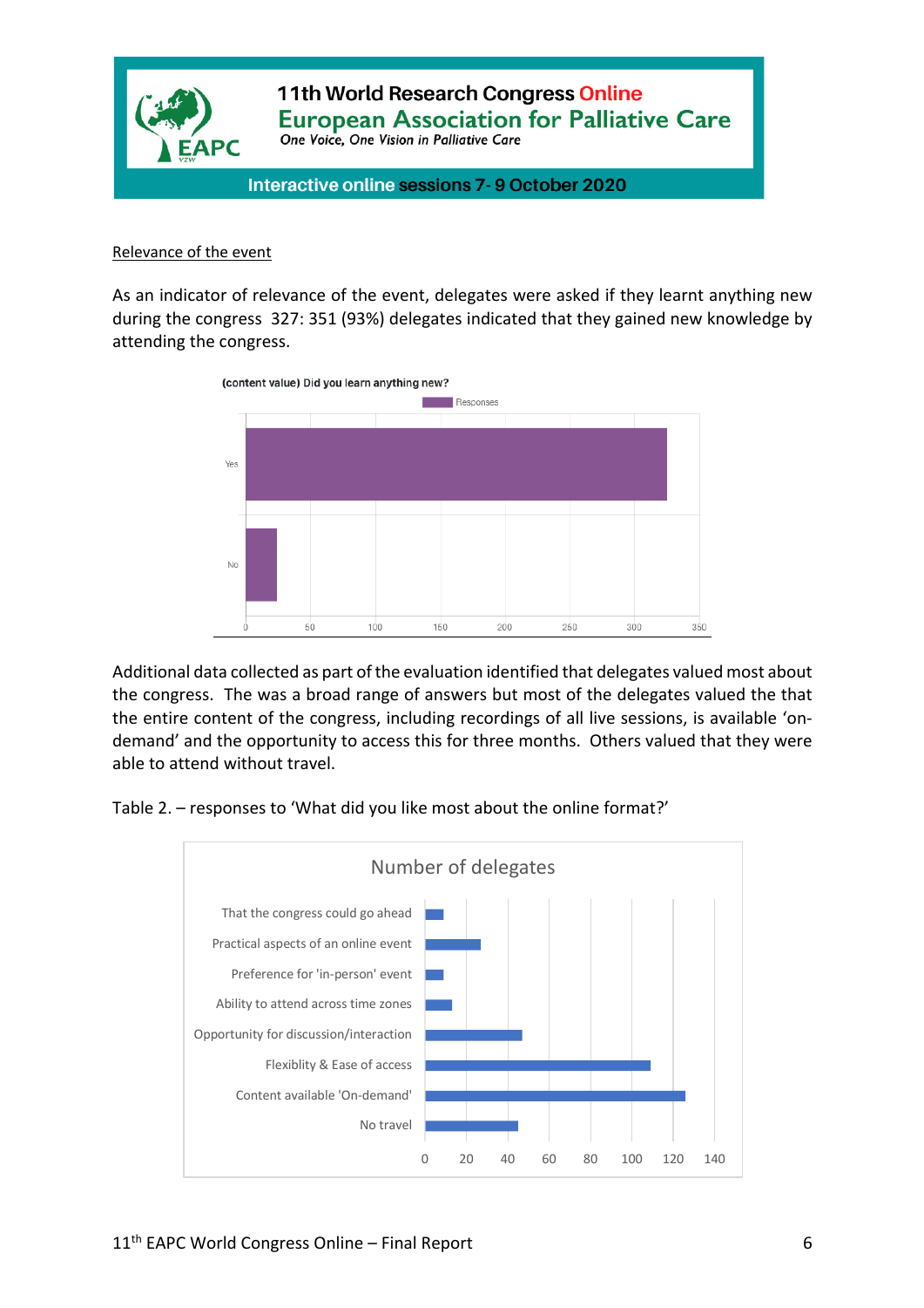Relevance of the event

As an indicator of relevance of the event, delegates were asked if they learnt anything new during the congress  327: 351 (93%) delegates indicated that they gained new knowledge by attending the congress.

Additional data collected as part of the evaluation identified that delegates valued most about the congress.  The was a broad range of answers but most of the delegates valued the that the entire content of the congress, including recordings of all live sessions, is available 'on-demand' and the opportunity to access this for three months.  Others valued that they were able to attend without travel.

Table 2. – responses to 'What did you like most about the online format?'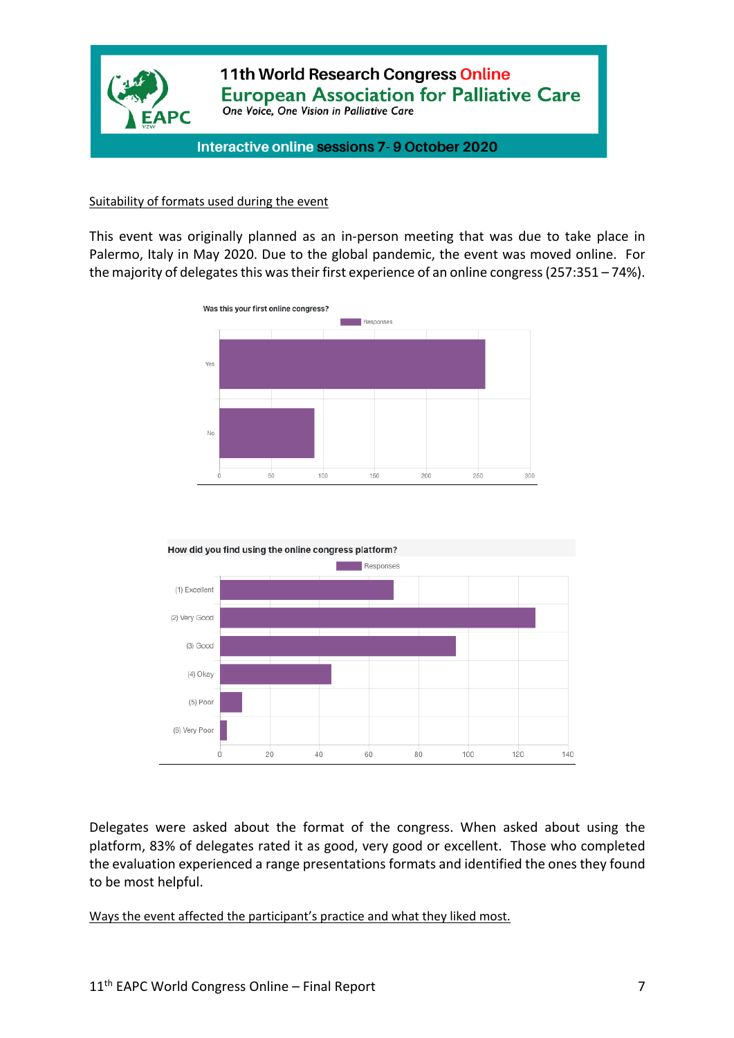Suitability of formats used during the event

This event was originally planned as an in-person meeting that was due to take place in Palermo, Italy in May 2020. Due to the global pandemic, the event was moved online. For the majority of delegates this was their first experience of an online congress (257:351 – 74%).

Was this your first online congress?

How did you find using the online congress platform?

Delegates were asked about the format of the congress. When asked about using the platform, 83% of delegates rated it as good, very good or excellent. Those who completed the evaluation experienced a range presentations formats and identified the ones they found to be most helpful.

Ways the event affected the participant's practice and what they liked most.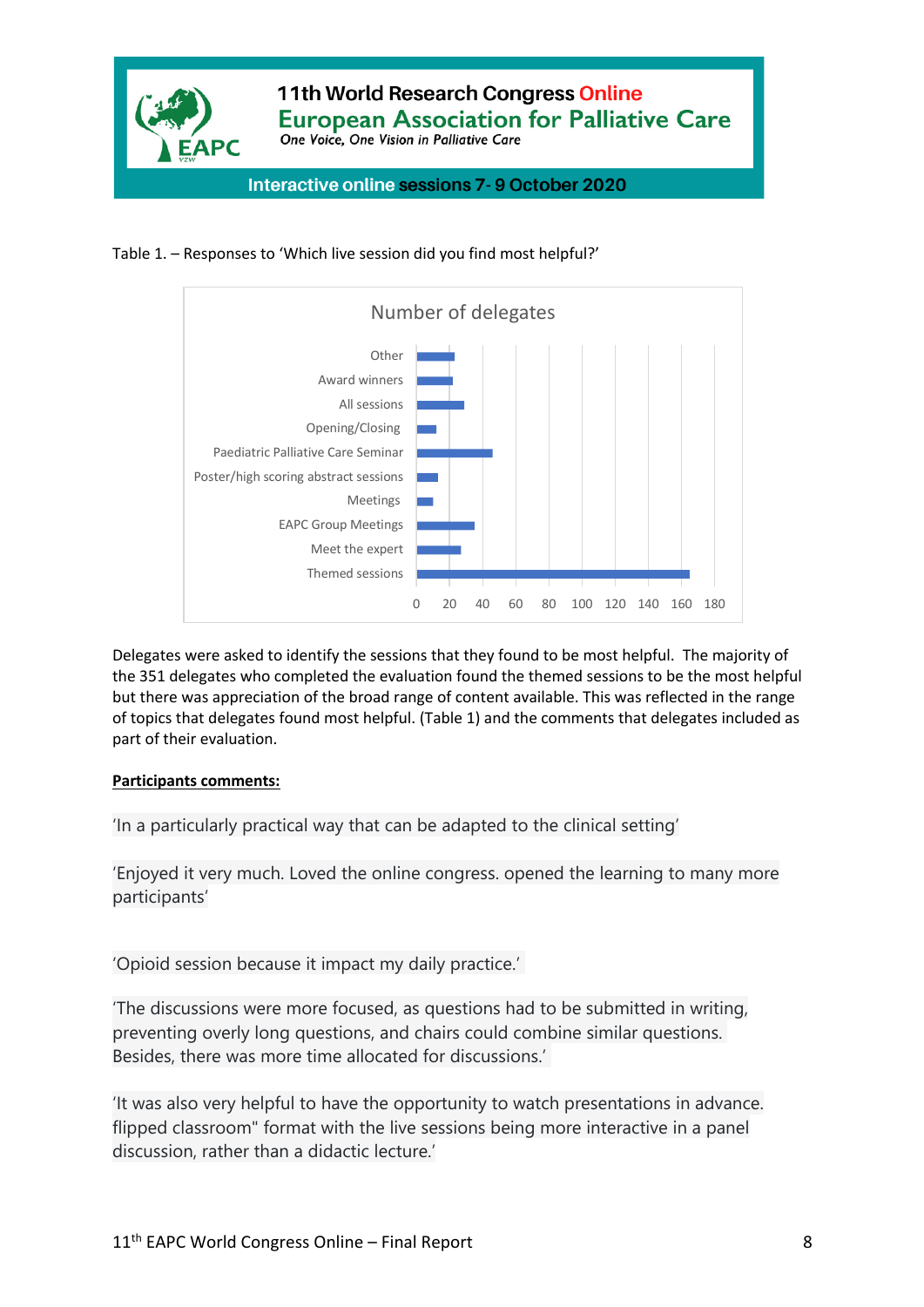Table 1. – Responses to 'Which live session did you find most helpful?'

Number of delegates

| Session | Number of delegates |
|---|---|
| Other | 23 |
| Award winners | 22 |
| All sessions | 29 |
| Opening/Closing | 12 |
| Paediatric Palliative Care Seminar | 46 |
| Poster/high scoring abstract sessions | 13 |
| Meetings | 10 |
| EAPC Group Meetings | 35 |
| Meet the expert | 27 |
| Themed sessions | 166 |

Delegates were asked to identify the sessions that they found to be most helpful. The majority of the 351 delegates who completed the evaluation found the themed sessions to be the most helpful but there was appreciation of the broad range of content available. This was reflected in the range of topics that delegates found most helpful. (Table 1) and the comments that delegates included as part of their evaluation.

**Participants comments:**

'In a particularly practical way that can be adapted to the clinical setting'

'Enjoyed it very much. Loved the online congress. opened the learning to many more participants'

'Opioid session because it impact my daily practice.'

'The discussions were more focused, as questions had to be submitted in writing, preventing overly long questions, and chairs could combine similar questions. Besides, there was more time allocated for discussions.'

'It was also very helpful to have the opportunity to watch presentations in advance. flipped classroom" format with the live sessions being more interactive in a panel discussion, rather than a didactic lecture.'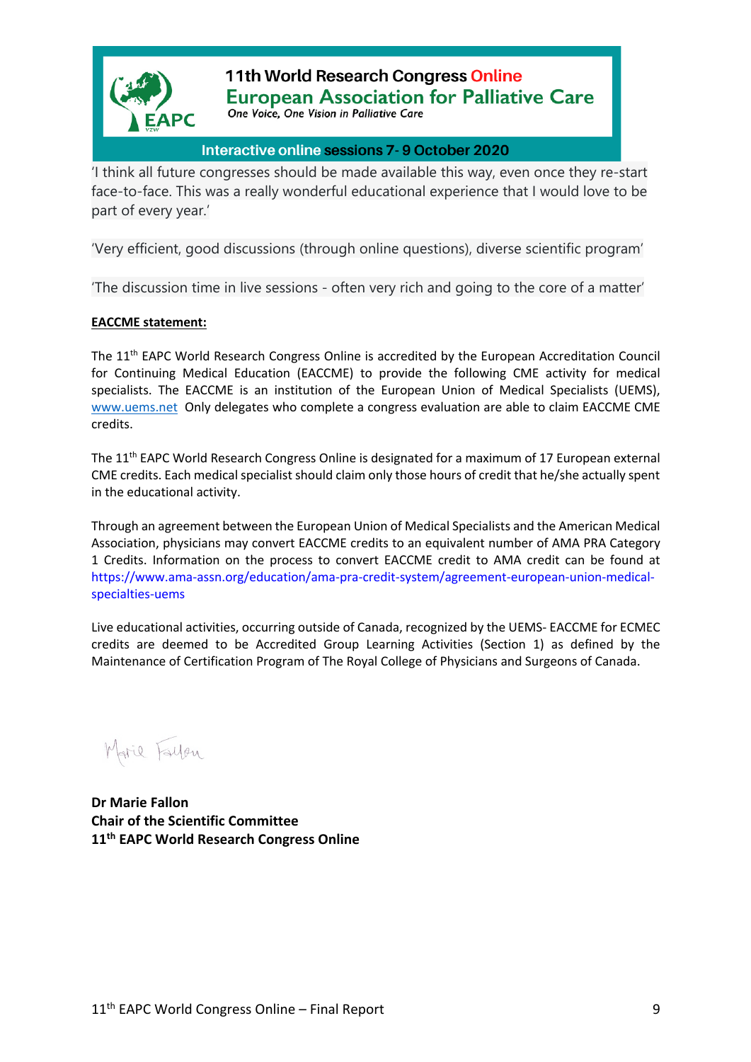‘I think all future congresses should be made available this way, even once they re-start face-to-face. This was a really wonderful educational experience that I would love to be part of every year.’

‘Very efficient, good discussions (through online questions), diverse scientific program’

‘The discussion time in live sessions - often very rich and going to the core of a matter’

**EACCME statement:**

The 11th EAPC World Research Congress Online is accredited by the European Accreditation Council for Continuing Medical Education (EACCME) to provide the following CME activity for medical specialists. The EACCME is an institution of the European Union of Medical Specialists (UEMS), www.uems.net Only delegates who complete a congress evaluation are able to claim EACCME CME credits.

The 11th EAPC World Research Congress Online is designated for a maximum of 17 European external CME credits. Each medical specialist should claim only those hours of credit that he/she actually spent in the educational activity.

Through an agreement between the European Union of Medical Specialists and the American Medical Association, physicians may convert EACCME credits to an equivalent number of AMA PRA Category 1 Credits. Information on the process to convert EACCME credit to AMA credit can be found at https://www.ama-assn.org/education/ama-pra-credit-system/agreement-european-union-medical-specialties-uems

Live educational activities, occurring outside of Canada, recognized by the UEMS- EACCME for ECMEC credits are deemed to be Accredited Group Learning Activities (Section 1) as defined by the Maintenance of Certification Program of The Royal College of Physicians and Surgeons of Canada.

Marie Fallon

**Dr Marie Fallon**
**Chair of the Scientific Committee**
**11th EAPC World Research Congress Online**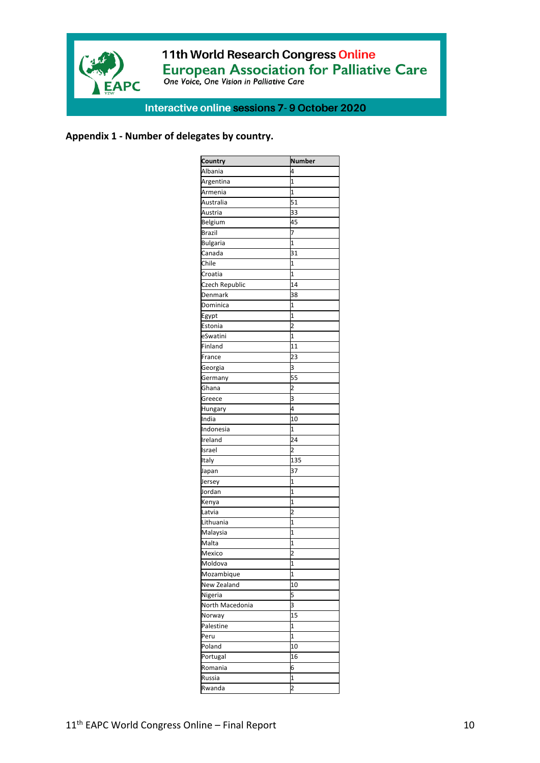## Appendix 1 - Number of delegates by country.

| Country | Number |
| --- | --- |
| Albania | 4 |
| Argentina | 1 |
| Armenia | 1 |
| Australia | 51 |
| Austria | 33 |
| Belgium | 45 |
| Brazil | 7 |
| Bulgaria | 1 |
| Canada | 31 |
| Chile | 1 |
| Croatia | 1 |
| Czech Republic | 14 |
| Denmark | 38 |
| Dominica | 1 |
| Egypt | 1 |
| Estonia | 2 |
| eSwatini | 1 |
| Finland | 11 |
| France | 23 |
| Georgia | 3 |
| Germany | 55 |
| Ghana | 2 |
| Greece | 3 |
| Hungary | 4 |
| India | 10 |
| Indonesia | 1 |
| Ireland | 24 |
| Israel | 2 |
| Italy | 135 |
| Japan | 37 |
| Jersey | 1 |
| Jordan | 1 |
| Kenya | 1 |
| Latvia | 2 |
| Lithuania | 1 |
| Malaysia | 1 |
| Malta | 1 |
| Mexico | 2 |
| Moldova | 1 |
| Mozambique | 1 |
| New Zealand | 10 |
| Nigeria | 5 |
| North Macedonia | 3 |
| Norway | 15 |
| Palestine | 1 |
| Peru | 1 |
| Poland | 10 |
| Portugal | 16 |
| Romania | 6 |
| Russia | 1 |
| Rwanda | 2 |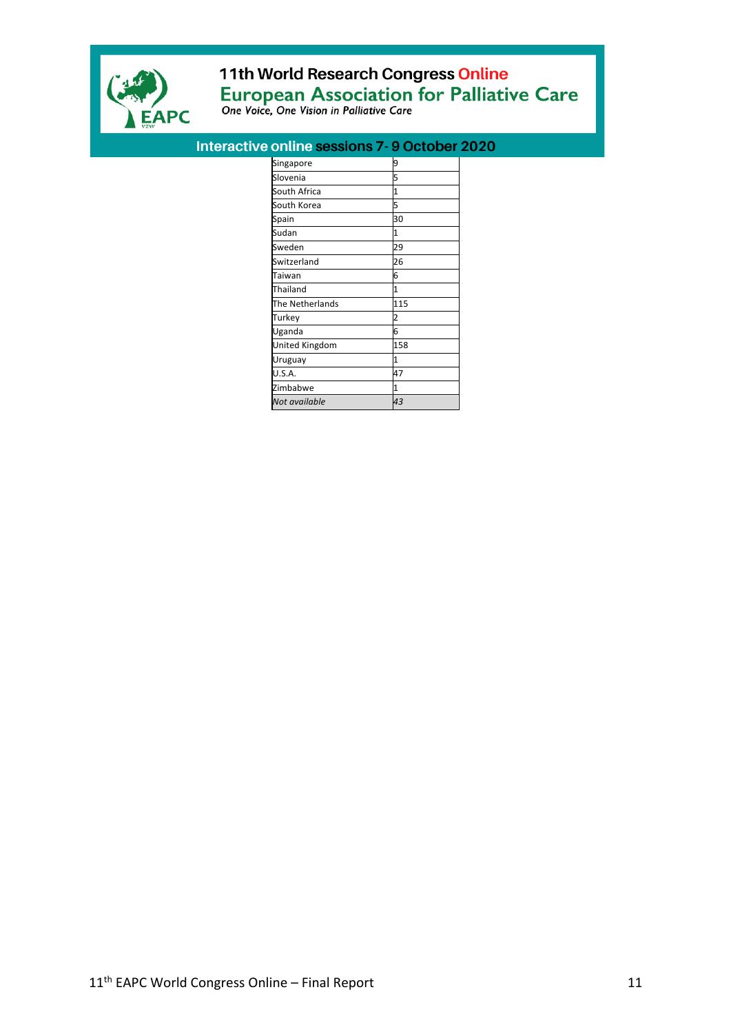| | |
|---|---|
| Singapore | 9 |
| Slovenia | 5 |
| South Africa | 1 |
| South Korea | 5 |
| Spain | 30 |
| Sudan | 1 |
| Sweden | 29 |
| Switzerland | 26 |
| Taiwan | 6 |
| Thailand | 1 |
| The Netherlands | 115 |
| Turkey | 2 |
| Uganda | 6 |
| United Kingdom | 158 |
| Uruguay | 1 |
| U.S.A. | 47 |
| Zimbabwe | 1 |
| *Not available* | *43* |